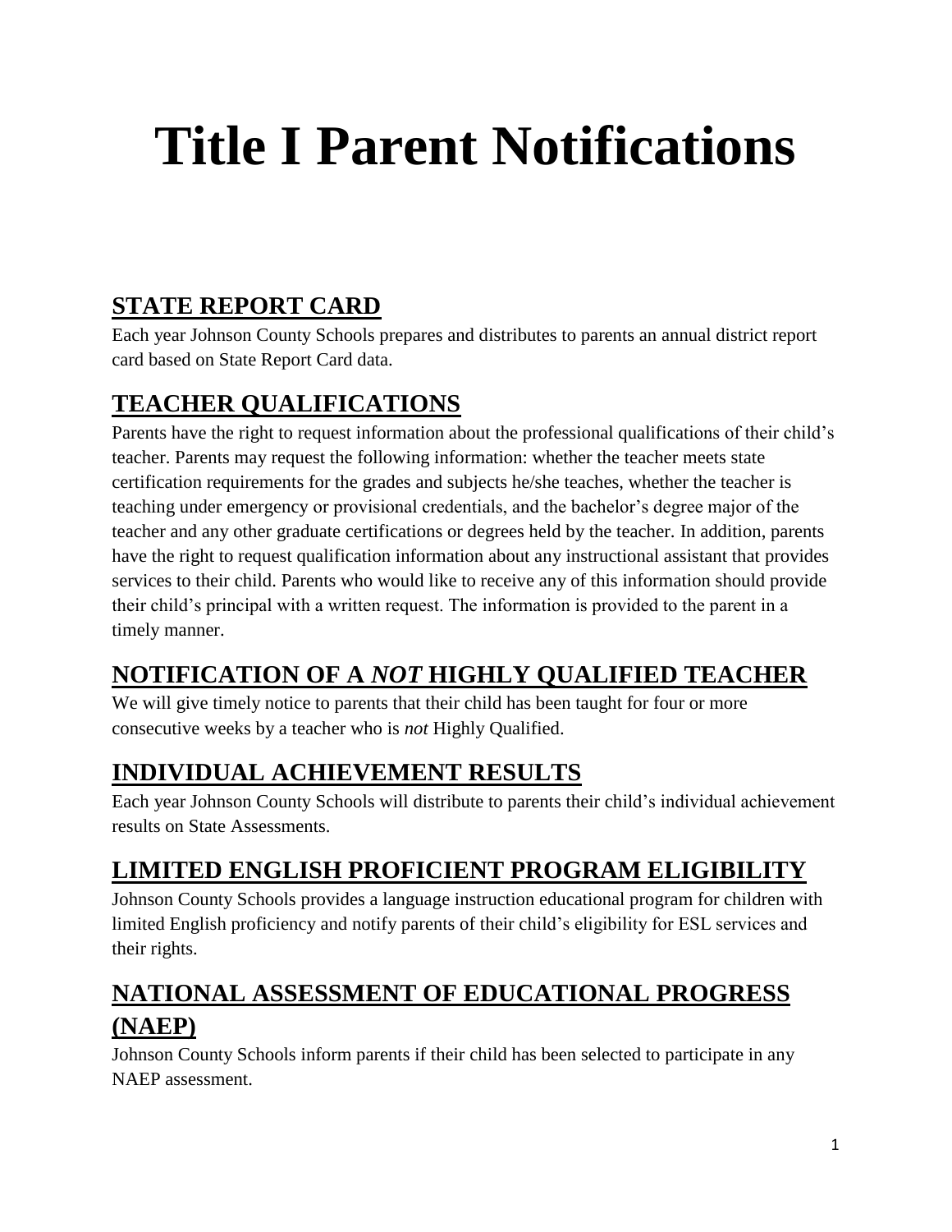# Title I Parent Notifications

## STATE REPORT CARD

Each year Johnson County Schools prepares and distributes to parents an annual district report card based on State Report Card data.

## TEACHER QUALIFICATIONS

Parents have the right to request information about the professional qualifications of their child's teacher. Parents may request the following information: whether the teacher meets state certification requirements for the grades and subjects he/she teaches, whether the teacher is teaching under emergency or provisional credentials, and the bachelor's degree major of the teacher and any other graduate certifications or degrees held by the teacher. In addition, parents have the right to request qualification information about any instructional assistant that provides services to their child. Parents who would like to receive any of this information should provide their child's principal with a written request. The information is provided to the parent in a timely manner.

## NOTIFICATION OF A *NOT* HIGHLY QUALIFIED TEACHER

We will give timely notice to parents that their child has been taught for four or more consecutive weeks by a teacher who is *not* Highly Qualified.

## INDIVIDUAL ACHIEVEMENT RESULTS

Each year Johnson County Schools will distribute to parents their child's individual achievement results on State Assessments.

## LIMITED ENGLISH PROFICIENT PROGRAM ELIGIBILITY

Johnson County Schools provides a language instruction educational program for children with limited English proficiency and notify parents of their child's eligibility for ESL services and their rights.

## NATIONAL ASSESSMENT OF EDUCATIONAL PROGRESS (NAEP)

Johnson County Schools inform parents if their child has been selected to participate in any NAEP assessment.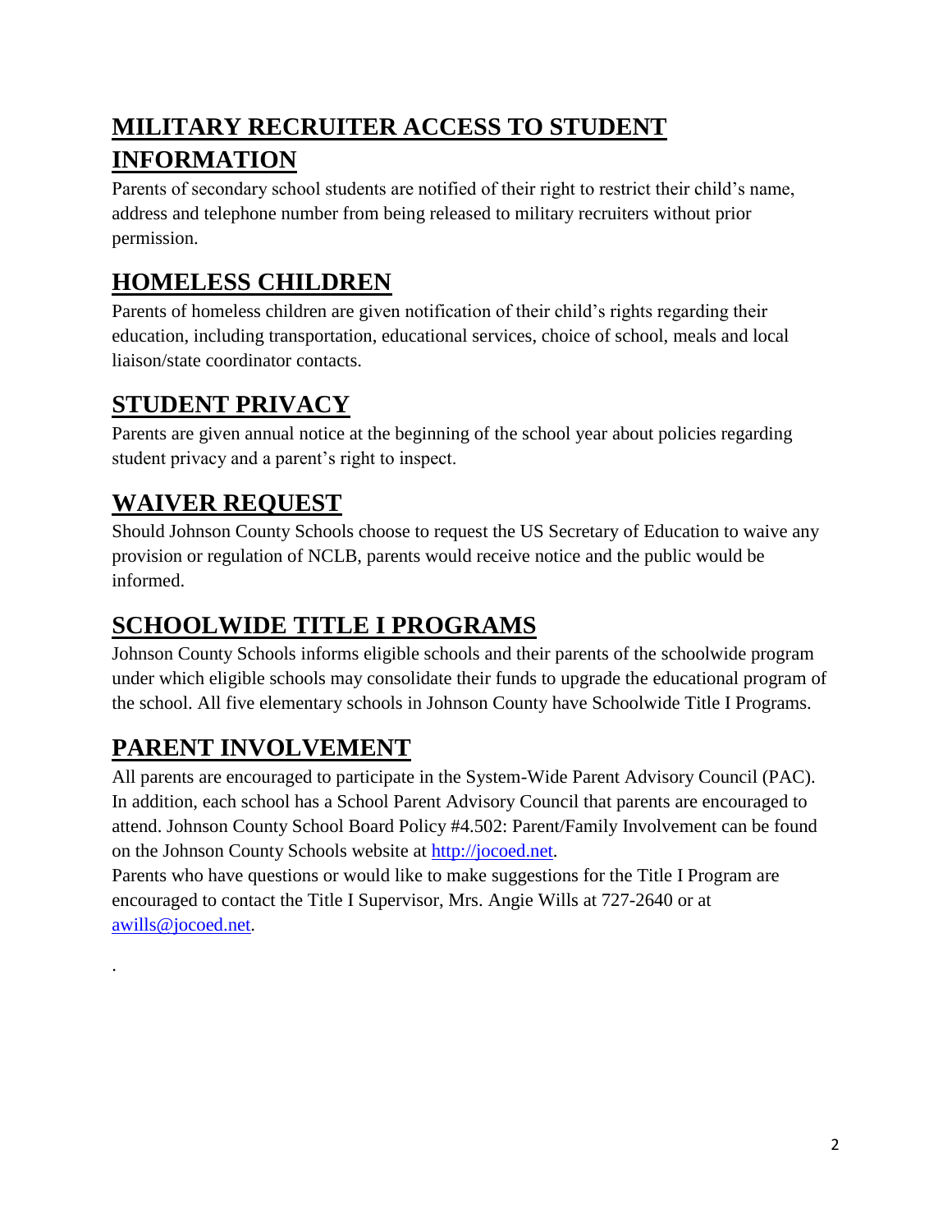## MILITARY RECRUITER ACCESS TO STUDENT INFORMATION

Parents of secondary school students are notified of their right to restrict their child's name, address and telephone number from being released to military recruiters without prior permission.

## HOMELESS CHILDREN

Parents of homeless children are given notification of their child's rights regarding their education, including transportation, educational services, choice of school, meals and local liaison/state coordinator contacts.

## STUDENT PRIVACY

Parents are given annual notice at the beginning of the school year about policies regarding student privacy and a parent's right to inspect.

## WAIVER REQUEST

Should Johnson County Schools choose to request the US Secretary of Education to waive any provision or regulation of NCLB, parents would receive notice and the public would be informed.

## SCHOOLWIDE TITLE I PROGRAMS

Johnson County Schools informs eligible schools and their parents of the schoolwide program under which eligible schools may consolidate their funds to upgrade the educational program of the school. All five elementary schools in Johnson County have Schoolwide Title I Programs.

## PARENT INVOLVEMENT

All parents are encouraged to participate in the System-Wide Parent Advisory Council (PAC). In addition, each school has a School Parent Advisory Council that parents are encouraged to attend. Johnson County School Board Policy #4.502: Parent/Family Involvement can be found on the Johnson County Schools website at [http://jocoed.net](http://jocoed.net).

Parents who have questions or would like to make suggestions for the Title I Program are encouraged to contact the Title I Supervisor, Mrs. Angie Wills at 727-2640 or at [awills@jocoed.net](mailto:awills@jocoed.net).

.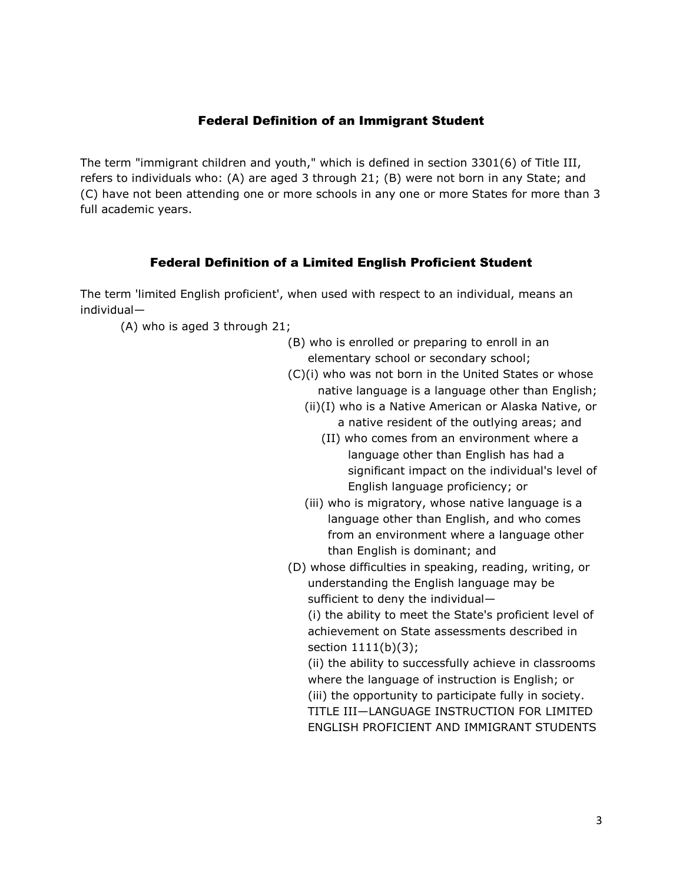## Federal Definition of an Immigrant Student

The term "immigrant children and youth," which is defined in section 3301(6) of Title III, refers to individuals who: (A) are aged 3 through 21; (B) were not born in any State; and (C) have not been attending one or more schools in any one or more States for more than 3 full academic years.

## Federal Definition of a Limited English Proficient Student

The term 'limited English proficient', when used with respect to an individual, means an individual—

(A) who is aged 3 through 21;

(B) who is enrolled or preparing to enroll in an elementary school or secondary school;

(C)(i) who was not born in the United States or whose native language is a language other than English;

(ii)(I) who is a Native American or Alaska Native, or a native resident of the outlying areas; and

(II) who comes from an environment where a language other than English has had a significant impact on the individual's level of English language proficiency; or

(iii) who is migratory, whose native language is a language other than English, and who comes from an environment where a language other than English is dominant; and

(D) whose difficulties in speaking, reading, writing, or understanding the English language may be sufficient to deny the individual—

(i) the ability to meet the State's proficient level of achievement on State assessments described in section 1111(b)(3);

(ii) the ability to successfully achieve in classrooms where the language of instruction is English; or

(iii) the opportunity to participate fully in society.

TITLE III—LANGUAGE INSTRUCTION FOR LIMITED ENGLISH PROFICIENT AND IMMIGRANT STUDENTS